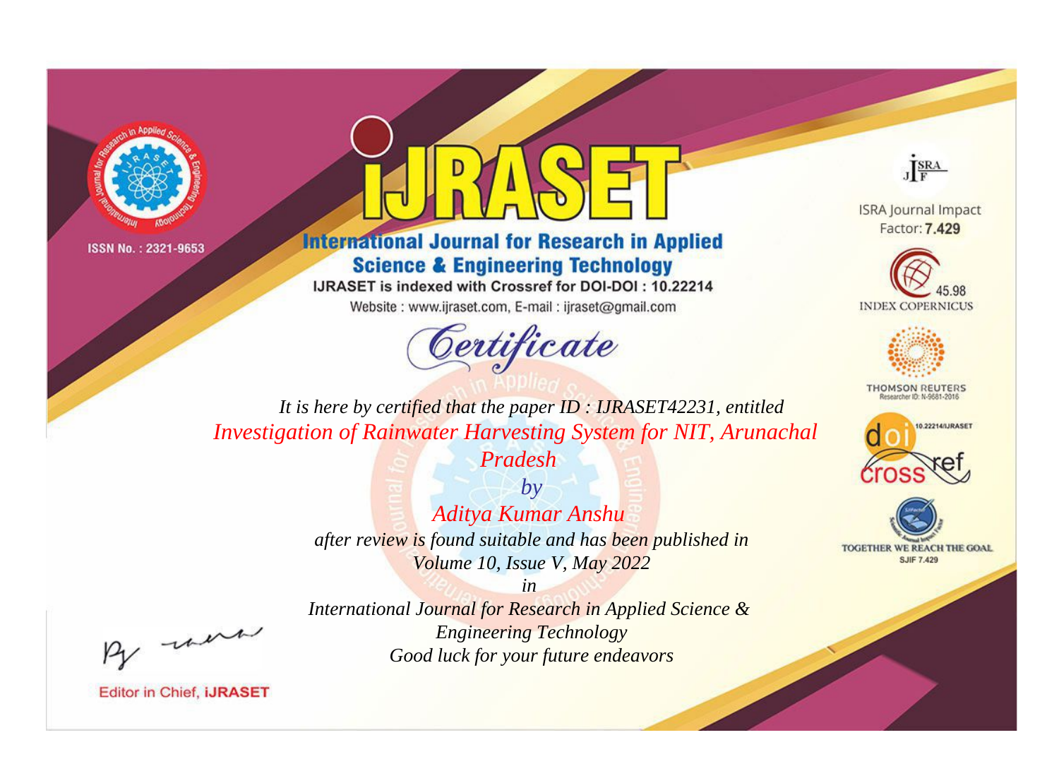ISSN No. : 2321-9653

# IJRASET

## International Journal for Research in Applied Science & Engineering Technology

IJRASET is indexed with Crossref for DOI-DOI : 10.22214

Website : www.ijraset.com, E-mail : ijraset@gmail.com

ISRA Journal Impact Factor: **7.429**

45.98 INDEX COPERNICUS

THOMSON REUTERS Researcher ID: N-9681-2016

10.22214/IJRASET

TOGETHER WE REACH THE GOAL SJIF 7.429

# *Certificate*

*It is here by certified that the paper ID : IJRASET42231, entitled*

*Investigation of Rainwater Harvesting System for NIT, Arunachal Pradesh*

*by*

*Aditya Kumar Anshu*

*after review is found suitable and has been published in*

*Volume 10, Issue V, May 2022*

*in*

*International Journal for Research in Applied Science & Engineering Technology*

*Good luck for your future endeavors*

Editor in Chief, **iJRASET**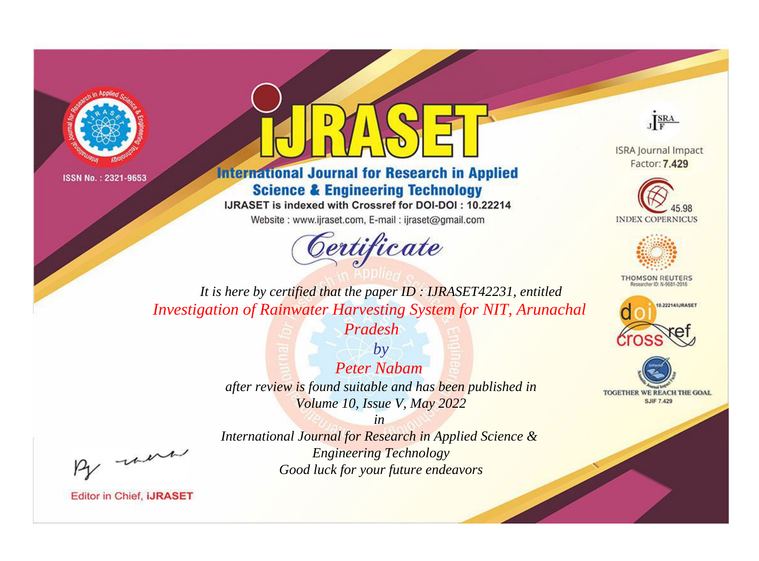ISSN No. : 2321-9653

# iJRASET

## International Journal for Research in Applied Science & Engineering Technology

IJRASET is indexed with Crossref for DOI-DOI : 10.22214

Website : www.ijraset.com, E-mail : ijraset@gmail.com

# Certificate

*It is here by certified that the paper ID : IJRASET42231, entitled*

*Investigation of Rainwater Harvesting System for NIT, Arunachal Pradesh*

*by*

*Peter Nabam*

*after review is found suitable and has been published in*

*Volume 10, Issue V, May 2022*

*in*

*International Journal for Research in Applied Science & Engineering Technology*

*Good luck for your future endeavors*

ISRA Journal Impact Factor: **7.429**

45.98 INDEX COPERNICUS

THOMSON REUTERS Researcher ID: N-9681-2016

10.22214/IJRASET

TOGETHER WE REACH THE GOAL SJIF 7.429

Editor in Chief, iJRASET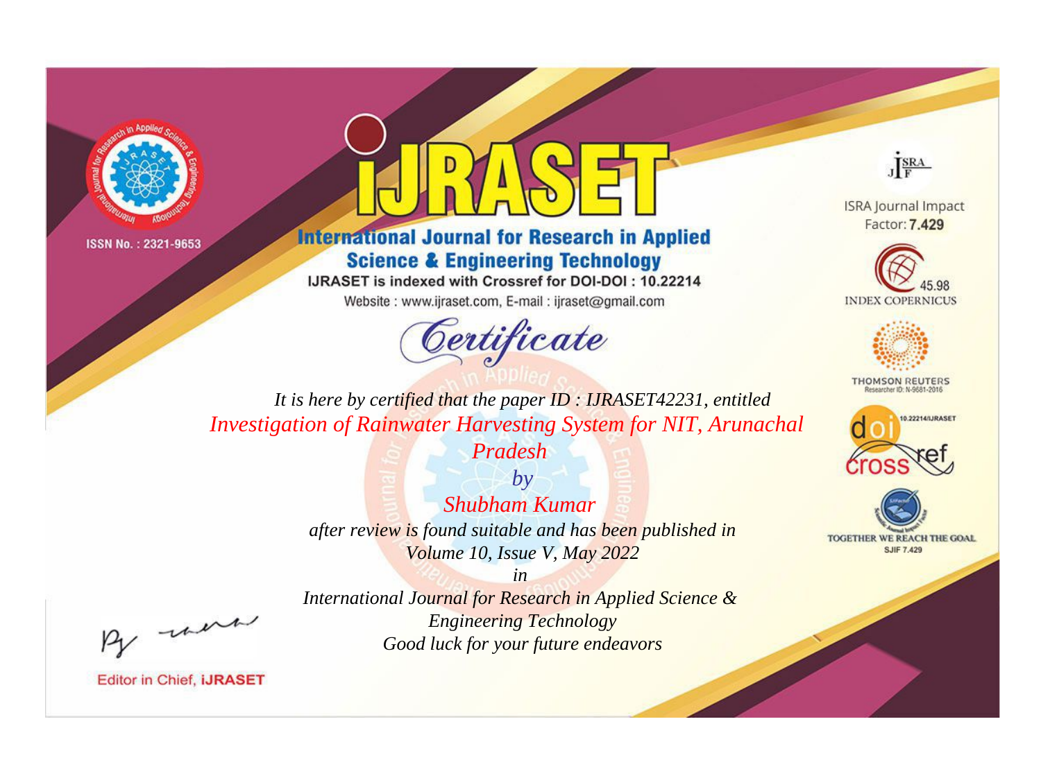ISSN No. : 2321-9653

# IJRASET

## International Journal for Research in Applied Science & Engineering Technology

IJRASET is indexed with Crossref for DOI-DOI : 10.22214

Website : www.ijraset.com, E-mail : ijraset@gmail.com

*Certificate*

*It is here by certified that the paper ID : IJRASET42231, entitled*

*Investigation of Rainwater Harvesting System for NIT, Arunachal Pradesh*

*by*

*Shubham Kumar*

*after review is found suitable and has been published in*

*Volume 10, Issue V, May 2022*

*in*

*International Journal for Research in Applied Science & Engineering Technology*

*Good luck for your future endeavors*

ISRA Journal Impact Factor: **7.429**

45.98 INDEX COPERNICUS

THOMSON REUTERS Researcher ID: N-9681-2016

10.22214/IJRASET

TOGETHER WE REACH THE GOAL SJIF 7.429

Editor in Chief, iJRASET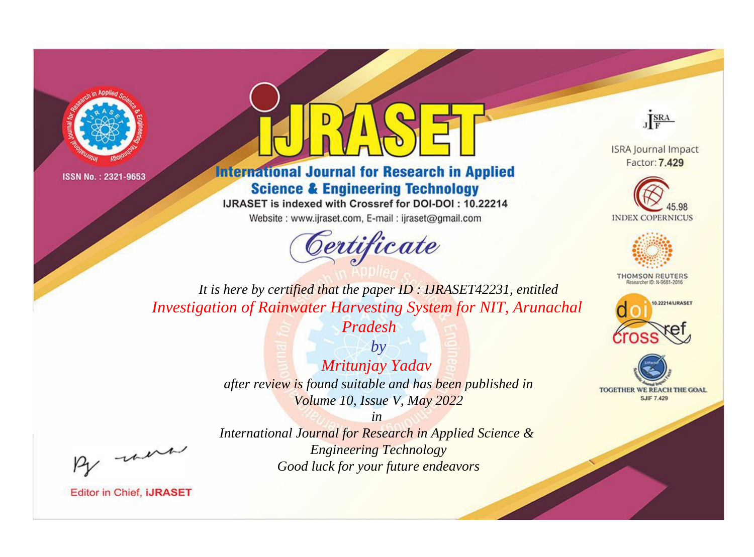ISSN No. : 2321-9653

# iJRASET

## International Journal for Research in Applied Science & Engineering Technology

IJRASET is indexed with Crossref for DOI-DOI : 10.22214

Website : www.ijraset.com, E-mail : ijraset@gmail.com

ISRA Journal Impact Factor: **7.429**

45.98 INDEX COPERNICUS

THOMSON REUTERS Researcher ID: N-9681-2016

10.22214/IJRASET

TOGETHER WE REACH THE GOAL SJIF 7.429

# Certificate

*It is here by certified that the paper ID : IJRASET42231, entitled*

*Investigation of Rainwater Harvesting System for NIT, Arunachal Pradesh*

*by*

*Mritunjay Yadav*

*after review is found suitable and has been published in*

*Volume 10, Issue V, May 2022*

*in*

*International Journal for Research in Applied Science & Engineering Technology*

*Good luck for your future endeavors*

Editor in Chief, **iJRASET**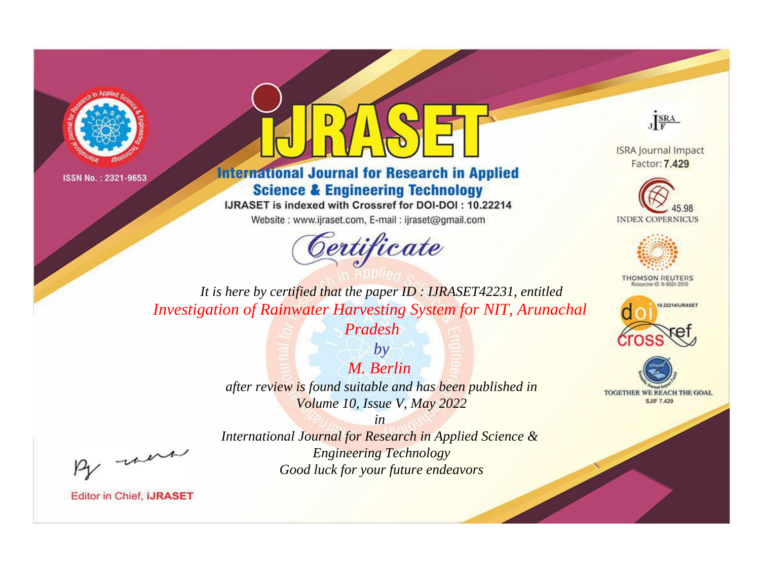ISSN No. : 2321-9653

# iJRASET

## International Journal for Research in Applied Science & Engineering Technology

IJRASET is indexed with Crossref for DOI-DOI : 10.22214

Website : www.ijraset.com, E-mail : ijraset@gmail.com

*Certificate*

*It is here by certified that the paper ID : IJRASET42231, entitled*

*Investigation of Rainwater Harvesting System for NIT, Arunachal Pradesh*

*by*

*M. Berlin*

*after review is found suitable and has been published in*

*Volume 10, Issue V, May 2022*

*in*

*International Journal for Research in Applied Science & Engineering Technology*

*Good luck for your future endeavors*

Editor in Chief, iJRASET

ISRA Journal Impact Factor: **7.429**

45.98 INDEX COPERNICUS

THOMSON REUTERS Researcher ID: N-9681-2016

10.22214/IJRASET

TOGETHER WE REACH THE GOAL SJIF 7.429